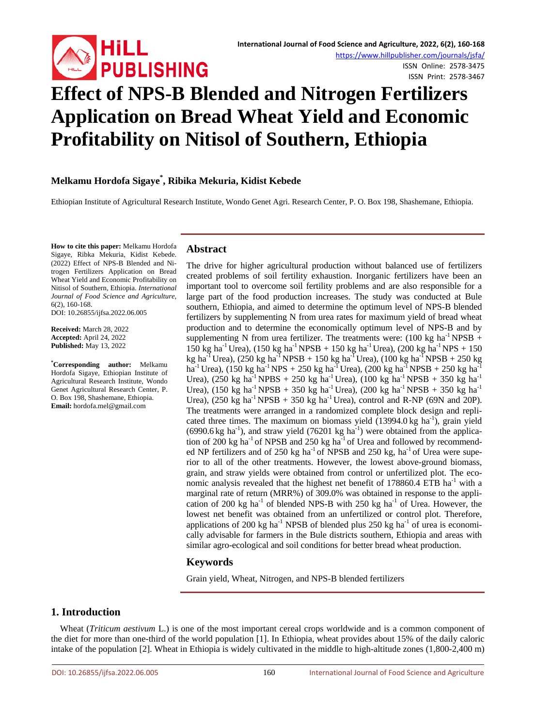# Effect of NPS-B Blended and Nitrogen Fertilizers Application on Bread Wheat Yield and Economic Profitability on Nitisol of Southern, Ethiopia

**Melkamu Hordofa Sigaye*, Ribika Mekuria, Kidist Kebede**

Ethiopian Institute of Agricultural Research Institute, Wondo Genet Agri. Research Center, P. O. Box 198, Shashemane, Ethiopia.

**How to cite this paper:** Melkamu Hordofa Sigaye, Ribka Mekuria, Kidist Kebede. (2022) Effect of NPS-B Blended and Nitrogen Fertilizers Application on Bread Wheat Yield and Economic Profitability on Nitisol of Southern, Ethiopia. *International Journal of Food Science and Agriculture*, 6(2), 160-168.
DOI: 10.26855/ijfsa.2022.06.005

**Received:** March 28, 2022
**Accepted:** April 24, 2022
**Published:** May 13, 2022

***Corresponding author:** Melkamu Hordofa Sigaye, Ethiopian Institute of Agricultural Research Institute, Wondo Genet Agricultural Research Center, P. O. Box 198, Shashemane, Ethiopia.
**Email:** hordofa.mel@gmail.com

## Abstract

The drive for higher agricultural production without balanced use of fertilizers created problems of soil fertility exhaustion. Inorganic fertilizers have been an important tool to overcome soil fertility problems and are also responsible for a large part of the food production increases. The study was conducted at Bule southern, Ethiopia, and aimed to determine the optimum level of NPS-B blended fertilizers by supplementing N from urea rates for maximum yield of bread wheat production and to determine the economically optimum level of NPS-B and by supplementing N from urea fertilizer. The treatments were: (100 kg $ha^{-1}$ NPSB + 150 kg $ha^{-1}$ Urea), (150 kg $ha^{-1}$ NPSB + 150 kg $ha^{-1}$ Urea), (200 kg $ha^{-1}$ NPS + 150 kg $ha^{-1}$ Urea), (250 kg $ha^{-1}$ NPSB + 150 kg $ha^{-1}$ Urea), (100 kg $ha^{-1}$ NPSB + 250 kg $ha^{-1}$ Urea), (150 kg $ha^{-1}$ NPS + 250 kg $ha^{-1}$ Urea), (200 kg $ha^{-1}$ NPSB + 250 kg $ha^{-1}$ Urea), (250 kg $ha^{-1}$ NPBS + 250 kg $ha^{-1}$ Urea), (100 kg $ha^{-1}$ NPSB + 350 kg $ha^{-1}$ Urea), (150 kg $ha^{-1}$ NPSB + 350 kg $ha^{-1}$ Urea), (200 kg $ha^{-1}$ NPSB + 350 kg $ha^{-1}$ Urea), (250 kg $ha^{-1}$ NPSB + 350 kg $ha^{-1}$ Urea), control and R-NP (69N and 20P). The treatments were arranged in a randomized complete block design and replicated three times. The maximum on biomass yield (13994.0 kg $ha^{-1}$), grain yield (6990.6 kg $ha^{-1}$), and straw yield (76201 kg $ha^{-1}$) were obtained from the application of 200 kg $ha^{-1}$ of NPSB and 250 kg $ha^{-1}$ of Urea and followed by recommended NP fertilizers and of 250 kg $ha^{-1}$ of NPSB and 250 kg, $ha^{-1}$ of Urea were superior to all of the other treatments. However, the lowest above-ground biomass, grain, and straw yields were obtained from control or unfertilized plot. The economic analysis revealed that the highest net benefit of 178860.4 ETB $ha^{-1}$ with a marginal rate of return (MRR%) of 309.0% was obtained in response to the application of 200 kg $ha^{-1}$ of blended NPS-B with 250 kg $ha^{-1}$ of Urea. However, the lowest net benefit was obtained from an unfertilized or control plot. Therefore, applications of 200 kg $ha^{-1}$ NPSB of blended plus 250 kg $ha^{-1}$ of urea is economically advisable for farmers in the Bule districts southern, Ethiopia and areas with similar agro-ecological and soil conditions for better bread wheat production.

## Keywords

Grain yield, Wheat, Nitrogen, and NPS-B blended fertilizers

## 1. Introduction

Wheat (*Triticum aestivum* L.) is one of the most important cereal crops worldwide and is a common component of the diet for more than one-third of the world population [1]. In Ethiopia, wheat provides about 15% of the daily caloric intake of the population [2]. Wheat in Ethiopia is widely cultivated in the middle to high-altitude zones (1,800-2,400 m)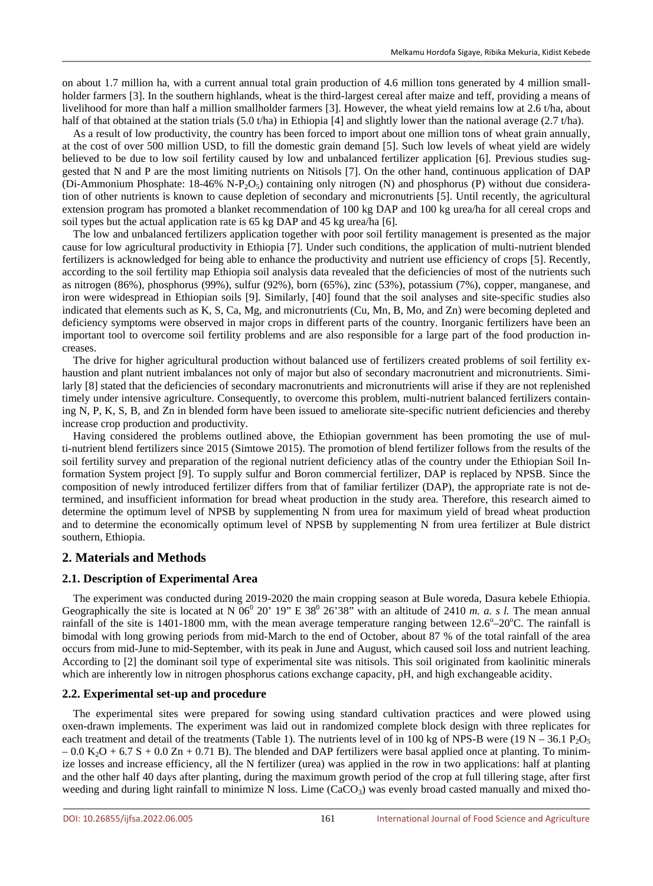on about 1.7 million ha, with a current annual total grain production of 4.6 million tons generated by 4 million smallholder farmers [3]. In the southern highlands, wheat is the third-largest cereal after maize and teff, providing a means of livelihood for more than half a million smallholder farmers [3]. However, the wheat yield remains low at 2.6 t/ha, about half of that obtained at the station trials (5.0 t/ha) in Ethiopia [4] and slightly lower than the national average (2.7 t/ha).

As a result of low productivity, the country has been forced to import about one million tons of wheat grain annually, at the cost of over 500 million USD, to fill the domestic grain demand [5]. Such low levels of wheat yield are widely believed to be due to low soil fertility caused by low and unbalanced fertilizer application [6]. Previous studies suggested that N and P are the most limiting nutrients on Nitisols [7]. On the other hand, continuous application of DAP (Di-Ammonium Phosphate: 18-46% N-$P_2O_5$) containing only nitrogen (N) and phosphorus (P) without due consideration of other nutrients is known to cause depletion of secondary and micronutrients [5]. Until recently, the agricultural extension program has promoted a blanket recommendation of 100 kg DAP and 100 kg urea/ha for all cereal crops and soil types but the actual application rate is 65 kg DAP and 45 kg urea/ha [6].

The low and unbalanced fertilizers application together with poor soil fertility management is presented as the major cause for low agricultural productivity in Ethiopia [7]. Under such conditions, the application of multi-nutrient blended fertilizers is acknowledged for being able to enhance the productivity and nutrient use efficiency of crops [5]. Recently, according to the soil fertility map Ethiopia soil analysis data revealed that the deficiencies of most of the nutrients such as nitrogen (86%), phosphorus (99%), sulfur (92%), born (65%), zinc (53%), potassium (7%), copper, manganese, and iron were widespread in Ethiopian soils [9]. Similarly, [40] found that the soil analyses and site-specific studies also indicated that elements such as K, S, Ca, Mg, and micronutrients (Cu, Mn, B, Mo, and Zn) were becoming depleted and deficiency symptoms were observed in major crops in different parts of the country. Inorganic fertilizers have been an important tool to overcome soil fertility problems and are also responsible for a large part of the food production increases.

The drive for higher agricultural production without balanced use of fertilizers created problems of soil fertility exhaustion and plant nutrient imbalances not only of major but also of secondary macronutrient and micronutrients. Similarly [8] stated that the deficiencies of secondary macronutrients and micronutrients will arise if they are not replenished timely under intensive agriculture. Consequently, to overcome this problem, multi-nutrient balanced fertilizers containing N, P, K, S, B, and Zn in blended form have been issued to ameliorate site-specific nutrient deficiencies and thereby increase crop production and productivity.

Having considered the problems outlined above, the Ethiopian government has been promoting the use of multi-nutrient blend fertilizers since 2015 (Simtowe 2015). The promotion of blend fertilizer follows from the results of the soil fertility survey and preparation of the regional nutrient deficiency atlas of the country under the Ethiopian Soil Information System project [9]. To supply sulfur and Boron commercial fertilizer, DAP is replaced by NPSB. Since the composition of newly introduced fertilizer differs from that of familiar fertilizer (DAP), the appropriate rate is not determined, and insufficient information for bread wheat production in the study area. Therefore, this research aimed to determine the optimum level of NPSB by supplementing N from urea for maximum yield of bread wheat production and to determine the economically optimum level of NPSB by supplementing N from urea fertilizer at Bule district southern, Ethiopia.

## 2. Materials and Methods

### 2.1. Description of Experimental Area

The experiment was conducted during 2019-2020 the main cropping season at Bule woreda, Dasura kebele Ethiopia. Geographically the site is located at N 06° 20' 19" E 38° 26'38" with an altitude of 2410 *m. a. s l.* The mean annual rainfall of the site is 1401-1800 mm, with the mean average temperature ranging between 12.6°–20°C. The rainfall is bimodal with long growing periods from mid-March to the end of October, about 87 % of the total rainfall of the area occurs from mid-June to mid-September, with its peak in June and August, which caused soil loss and nutrient leaching. According to [2] the dominant soil type of experimental site was nitisols. This soil originated from kaolinitic minerals which are inherently low in nitrogen phosphorus cations exchange capacity, pH, and high exchangeable acidity.

### 2.2. Experimental set-up and procedure

The experimental sites were prepared for sowing using standard cultivation practices and were plowed using oxen-drawn implements. The experiment was laid out in randomized complete block design with three replicates for each treatment and detail of the treatments (Table 1). The nutrients level of in 100 kg of NPS-B were (19 N – 36.1 $P_2O_5$ – 0.0 $K_2O$ + 6.7 S + 0.0 Zn + 0.71 B). The blended and DAP fertilizers were basal applied once at planting. To minimize losses and increase efficiency, all the N fertilizer (urea) was applied in the row in two applications: half at planting and the other half 40 days after planting, during the maximum growth period of the crop at full tillering stage, after first weeding and during light rainfall to minimize N loss. Lime ($CaCO_3$) was evenly broad casted manually and mixed tho-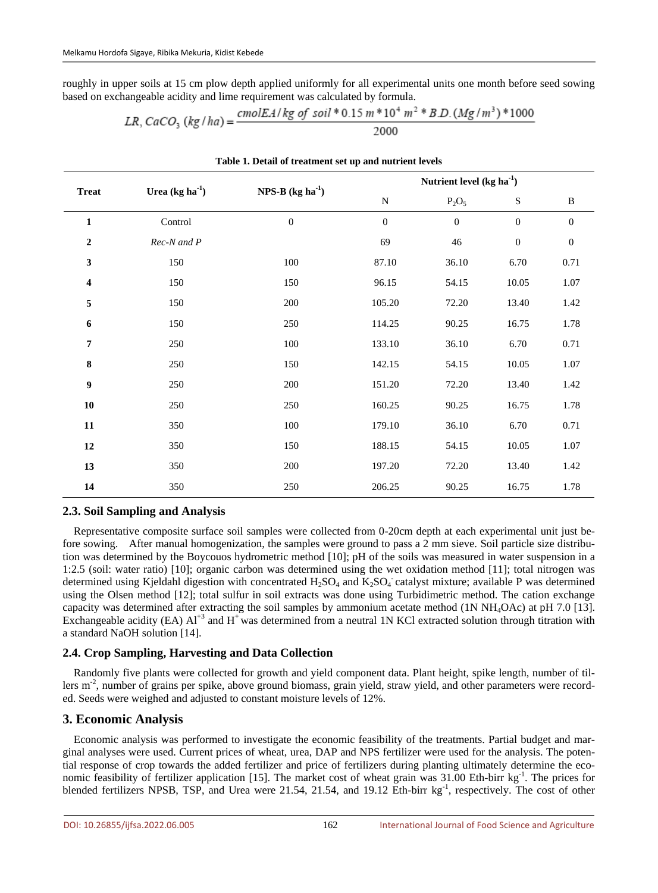roughly in upper soils at 15 cm plow depth applied uniformly for all experimental units one month before seed sowing based on exchangeable acidity and lime requirement was calculated by formula.

$$LR, CaCO_3\ (kg/ha) = \frac{cmolEA/kg\ of\ soil * 0.15\ m * 10^4\ m^2 * B.D.(Mg/m^3) * 1000}{2000}$$

**Table 1. Detail of treatment set up and nutrient levels**

| Treat | Urea (kg ha$^{-1}$) | NPS-B (kg ha$^{-1}$) | Nutrient level (kg ha$^{-1}$) | | | |
|---|---|---|---|---|---|---|
| | | | N | $P_2O_5$ | S | B |
| **1** | Control | 0 | 0 | 0 | 0 | 0 |
| **2** | *Rec-N and P* | | 69 | 46 | 0 | 0 |
| **3** | 150 | 100 | 87.10 | 36.10 | 6.70 | 0.71 |
| **4** | 150 | 150 | 96.15 | 54.15 | 10.05 | 1.07 |
| **5** | 150 | 200 | 105.20 | 72.20 | 13.40 | 1.42 |
| **6** | 150 | 250 | 114.25 | 90.25 | 16.75 | 1.78 |
| **7** | 250 | 100 | 133.10 | 36.10 | 6.70 | 0.71 |
| **8** | 250 | 150 | 142.15 | 54.15 | 10.05 | 1.07 |
| **9** | 250 | 200 | 151.20 | 72.20 | 13.40 | 1.42 |
| **10** | 250 | 250 | 160.25 | 90.25 | 16.75 | 1.78 |
| **11** | 350 | 100 | 179.10 | 36.10 | 6.70 | 0.71 |
| **12** | 350 | 150 | 188.15 | 54.15 | 10.05 | 1.07 |
| **13** | 350 | 200 | 197.20 | 72.20 | 13.40 | 1.42 |
| **14** | 350 | 250 | 206.25 | 90.25 | 16.75 | 1.78 |

## 2.3. Soil Sampling and Analysis

Representative composite surface soil samples were collected from 0-20cm depth at each experimental unit just before sowing. After manual homogenization, the samples were ground to pass a 2 mm sieve. Soil particle size distribution was determined by the Boycouos hydrometric method [10]; pH of the soils was measured in water suspension in a 1:2.5 (soil: water ratio) [10]; organic carbon was determined using the wet oxidation method [11]; total nitrogen was determined using Kjeldahl digestion with concentrated $H_2SO_4$ and $K_2SO_4^-$ catalyst mixture; available P was determined using the Olsen method [12]; total sulfur in soil extracts was done using Turbidimetric method. The cation exchange capacity was determined after extracting the soil samples by ammonium acetate method (1N $NH_4OAc$) at pH 7.0 [13]. Exchangeable acidity (EA) $Al^{+3}$ and $H^+$ was determined from a neutral 1N KCl extracted solution through titration with a standard NaOH solution [14].

## 2.4. Crop Sampling, Harvesting and Data Collection

Randomly five plants were collected for growth and yield component data. Plant height, spike length, number of tillers m$^{-2}$, number of grains per spike, above ground biomass, grain yield, straw yield, and other parameters were recorded. Seeds were weighed and adjusted to constant moisture levels of 12%.

# 3. Economic Analysis

Economic analysis was performed to investigate the economic feasibility of the treatments. Partial budget and marginal analyses were used. Current prices of wheat, urea, DAP and NPS fertilizer were used for the analysis. The potential response of crop towards the added fertilizer and price of fertilizers during planting ultimately determine the economic feasibility of fertilizer application [15]. The market cost of wheat grain was 31.00 Eth-birr kg$^{-1}$. The prices for blended fertilizers NPSB, TSP, and Urea were 21.54, 21.54, and 19.12 Eth-birr kg$^{-1}$, respectively. The cost of other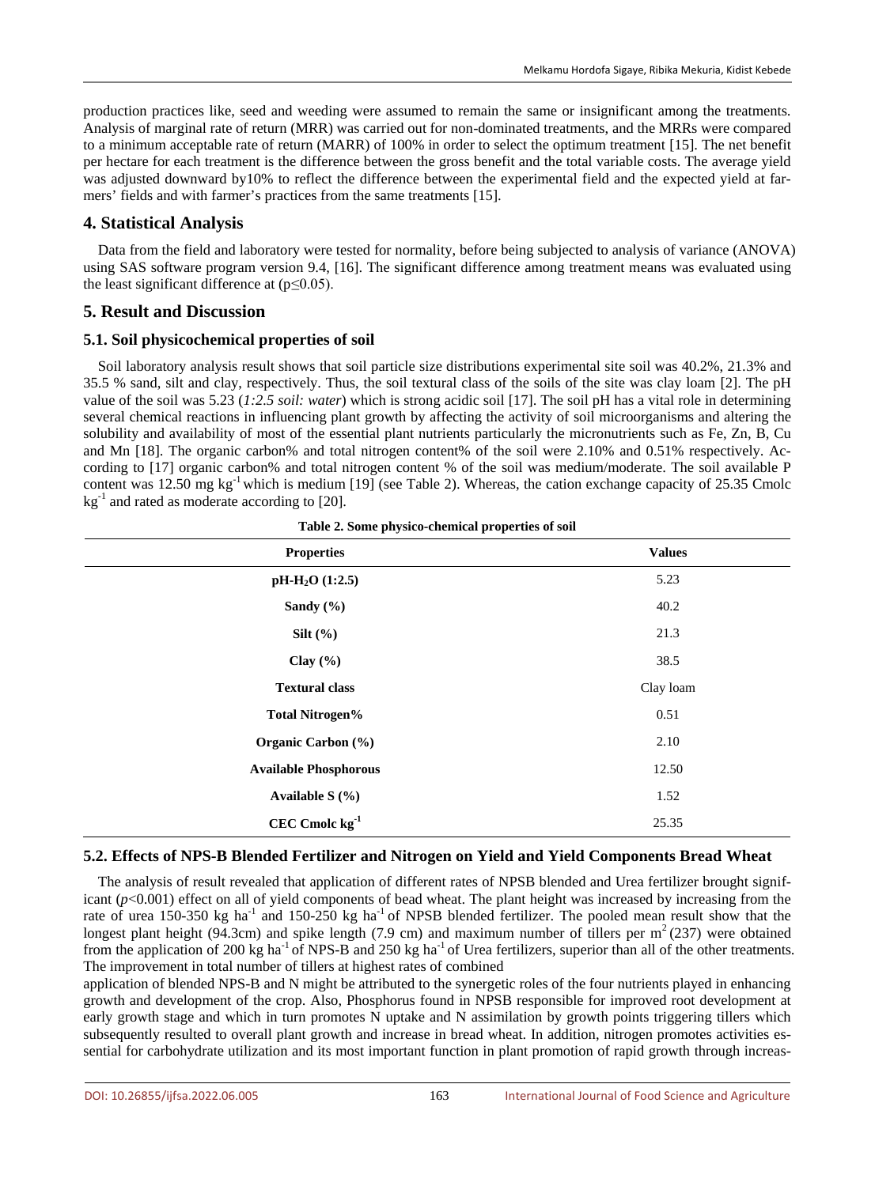production practices like, seed and weeding were assumed to remain the same or insignificant among the treatments. Analysis of marginal rate of return (MRR) was carried out for non-dominated treatments, and the MRRs were compared to a minimum acceptable rate of return (MARR) of 100% in order to select the optimum treatment [15]. The net benefit per hectare for each treatment is the difference between the gross benefit and the total variable costs. The average yield was adjusted downward by10% to reflect the difference between the experimental field and the expected yield at farmers' fields and with farmer's practices from the same treatments [15].

## 4. Statistical Analysis

Data from the field and laboratory were tested for normality, before being subjected to analysis of variance (ANOVA) using SAS software program version 9.4, [16]. The significant difference among treatment means was evaluated using the least significant difference at ($p \leq 0.05$).

## 5. Result and Discussion

### 5.1. Soil physicochemical properties of soil

Soil laboratory analysis result shows that soil particle size distributions experimental site soil was 40.2%, 21.3% and 35.5 % sand, silt and clay, respectively. Thus, the soil textural class of the soils of the site was clay loam [2]. The pH value of the soil was 5.23 (*1:2.5 soil: water*) which is strong acidic soil [17]. The soil pH has a vital role in determining several chemical reactions in influencing plant growth by affecting the activity of soil microorganisms and altering the solubility and availability of most of the essential plant nutrients particularly the micronutrients such as Fe, Zn, B, Cu and Mn [18]. The organic carbon% and total nitrogen content% of the soil were 2.10% and 0.51% respectively. According to [17] organic carbon% and total nitrogen content % of the soil was medium/moderate. The soil available P content was 12.50 mg $kg^{-1}$ which is medium [19] (see Table 2). Whereas, the cation exchange capacity of 25.35 Cmolc $kg^{-1}$ and rated as moderate according to [20].

**Table 2. Some physico-chemical properties of soil**

| Properties | Values |
|---|---|
| **pH-$H_2O$ (1:2.5)** | 5.23 |
| **Sandy (%)** | 40.2 |
| **Silt (%)** | 21.3 |
| **Clay (%)** | 38.5 |
| **Textural class** | Clay loam |
| **Total Nitrogen%** | 0.51 |
| **Organic Carbon (%)** | 2.10 |
| **Available Phosphorous** | 12.50 |
| **Available S (%)** | 1.52 |
| **CEC Cmolc $kg^{-1}$** | 25.35 |

### 5.2. Effects of NPS-B Blended Fertilizer and Nitrogen on Yield and Yield Components Bread Wheat

The analysis of result revealed that application of different rates of NPSB blended and Urea fertilizer brought significant ($p<0.001$) effect on all of yield components of bead wheat. The plant height was increased by increasing from the rate of urea 150-350 kg $ha^{-1}$ and 150-250 kg $ha^{-1}$ of NPSB blended fertilizer. The pooled mean result show that the longest plant height (94.3cm) and spike length (7.9 cm) and maximum number of tillers per $m^2$ (237) were obtained from the application of 200 kg $ha^{-1}$ of NPS-B and 250 kg $ha^{-1}$ of Urea fertilizers, superior than all of the other treatments. The improvement in total number of tillers at highest rates of combined application of blended NPS-B and N might be attributed to the synergetic roles of the four nutrients played in enhancing growth and development of the crop. Also, Phosphorus found in NPSB responsible for improved root development at early growth stage and which in turn promotes N uptake and N assimilation by growth points triggering tillers which subsequently resulted to overall plant growth and increase in bread wheat. In addition, nitrogen promotes activities essential for carbohydrate utilization and its most important function in plant promotion of rapid growth through increas-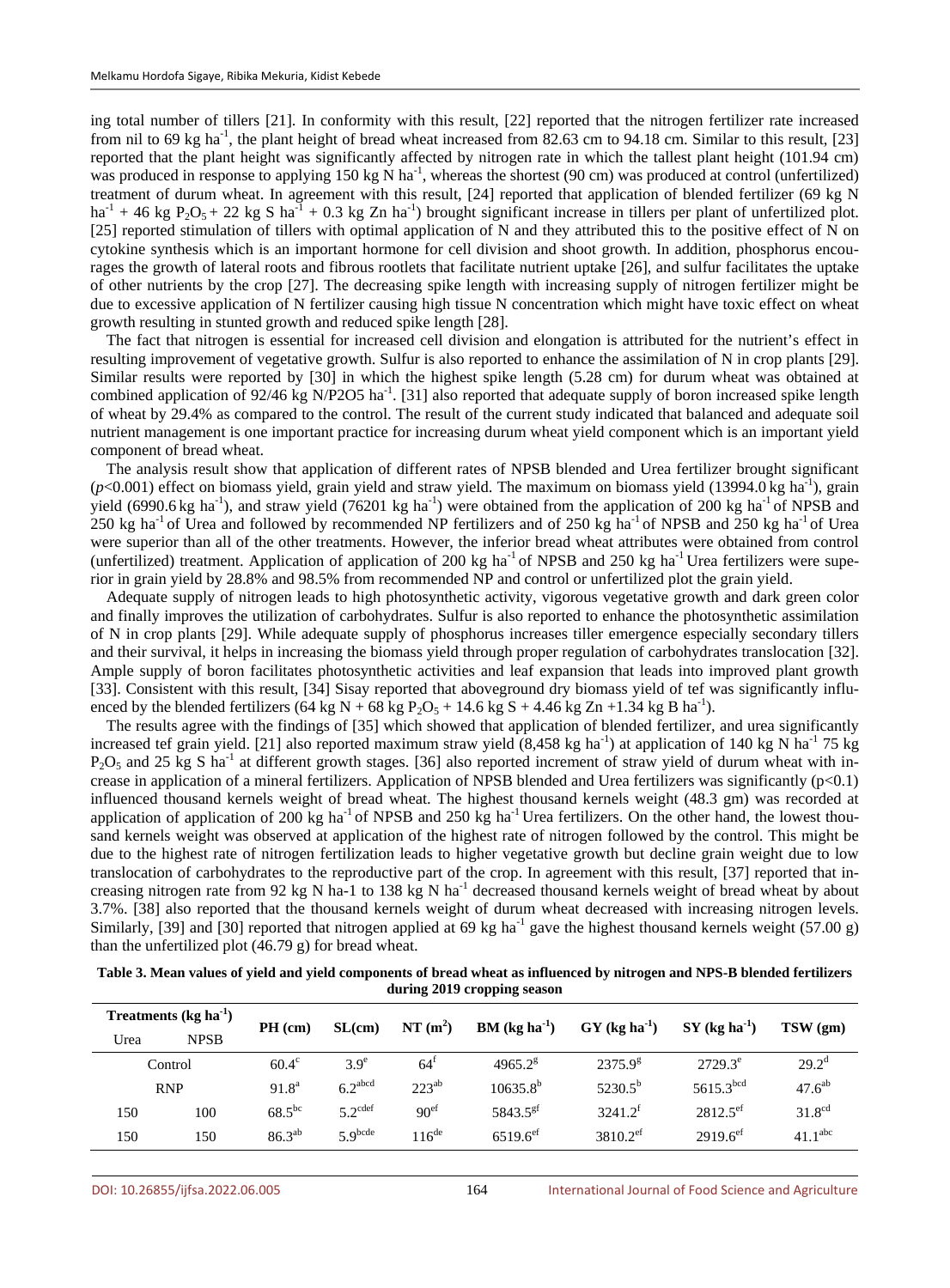ing total number of tillers [21]. In conformity with this result, [22] reported that the nitrogen fertilizer rate increased from nil to 69 kg $ha^{-1}$, the plant height of bread wheat increased from 82.63 cm to 94.18 cm. Similar to this result, [23] reported that the plant height was significantly affected by nitrogen rate in which the tallest plant height (101.94 cm) was produced in response to applying 150 kg N $ha^{-1}$, whereas the shortest (90 cm) was produced at control (unfertilized) treatment of durum wheat. In agreement with this result, [24] reported that application of blended fertilizer (69 kg N $ha^{-1}$ + 46 kg $P_2O_5$ + 22 kg S $ha^{-1}$ + 0.3 kg Zn $ha^{-1}$) brought significant increase in tillers per plant of unfertilized plot. [25] reported stimulation of tillers with optimal application of N and they attributed this to the positive effect of N on cytokine synthesis which is an important hormone for cell division and shoot growth. In addition, phosphorus encourages the growth of lateral roots and fibrous rootlets that facilitate nutrient uptake [26], and sulfur facilitates the uptake of other nutrients by the crop [27]. The decreasing spike length with increasing supply of nitrogen fertilizer might be due to excessive application of N fertilizer causing high tissue N concentration which might have toxic effect on wheat growth resulting in stunted growth and reduced spike length [28].

The fact that nitrogen is essential for increased cell division and elongation is attributed for the nutrient's effect in resulting improvement of vegetative growth. Sulfur is also reported to enhance the assimilation of N in crop plants [29]. Similar results were reported by [30] in which the highest spike length (5.28 cm) for durum wheat was obtained at combined application of 92/46 kg N/P2O5 $ha^{-1}$. [31] also reported that adequate supply of boron increased spike length of wheat by 29.4% as compared to the control. The result of the current study indicated that balanced and adequate soil nutrient management is one important practice for increasing durum wheat yield component which is an important yield component of bread wheat.

The analysis result show that application of different rates of NPSB blended and Urea fertilizer brought significant ($p<0.001$) effect on biomass yield, grain yield and straw yield. The maximum on biomass yield (13994.0 kg $ha^{-1}$), grain yield (6990.6 kg $ha^{-1}$), and straw yield (76201 kg $ha^{-1}$) were obtained from the application of 200 kg $ha^{-1}$ of NPSB and 250 kg $ha^{-1}$ of Urea and followed by recommended NP fertilizers and of 250 kg $ha^{-1}$ of NPSB and 250 kg $ha^{-1}$ of Urea were superior than all of the other treatments. However, the inferior bread wheat attributes were obtained from control (unfertilized) treatment. Application of application of 200 kg $ha^{-1}$ of NPSB and 250 kg $ha^{-1}$ Urea fertilizers were superior in grain yield by 28.8% and 98.5% from recommended NP and control or unfertilized plot the grain yield.

Adequate supply of nitrogen leads to high photosynthetic activity, vigorous vegetative growth and dark green color and finally improves the utilization of carbohydrates. Sulfur is also reported to enhance the photosynthetic assimilation of N in crop plants [29]. While adequate supply of phosphorus increases tiller emergence especially secondary tillers and their survival, it helps in increasing the biomass yield through proper regulation of carbohydrates translocation [32]. Ample supply of boron facilitates photosynthetic activities and leaf expansion that leads into improved plant growth [33]. Consistent with this result, [34] Sisay reported that aboveground dry biomass yield of tef was significantly influenced by the blended fertilizers (64 kg N + 68 kg $P_2O_5$ + 14.6 kg S + 4.46 kg Zn +1.34 kg B $ha^{-1}$).

The results agree with the findings of [35] which showed that application of blended fertilizer, and urea significantly increased tef grain yield. [21] also reported maximum straw yield (8,458 kg $ha^{-1}$) at application of 140 kg N $ha^{-1}$ 75 kg $P_2O_5$ and 25 kg S $ha^{-1}$ at different growth stages. [36] also reported increment of straw yield of durum wheat with increase in application of a mineral fertilizers. Application of NPSB blended and Urea fertilizers was significantly ($p<0.1$) influenced thousand kernels weight of bread wheat. The highest thousand kernels weight (48.3 gm) was recorded at application of application of 200 kg $ha^{-1}$ of NPSB and 250 kg $ha^{-1}$ Urea fertilizers. On the other hand, the lowest thousand kernels weight was observed at application of the highest rate of nitrogen followed by the control. This might be due to the highest rate of nitrogen fertilization leads to higher vegetative growth but decline grain weight due to low translocation of carbohydrates to the reproductive part of the crop. In agreement with this result, [37] reported that increasing nitrogen rate from 92 kg N ha-1 to 138 kg N $ha^{-1}$ decreased thousand kernels weight of bread wheat by about 3.7%. [38] also reported that the thousand kernels weight of durum wheat decreased with increasing nitrogen levels. Similarly, [39] and [30] reported that nitrogen applied at 69 kg $ha^{-1}$ gave the highest thousand kernels weight (57.00 g) than the unfertilized plot (46.79 g) for bread wheat.

**Table 3. Mean values of yield and yield components of bread wheat as influenced by nitrogen and NPS-B blended fertilizers during 2019 cropping season**

| Treatments (kg $ha^{-1}$) | | PH (cm) | SL(cm) | NT ($m^2$) | BM (kg $ha^{-1}$) | GY (kg $ha^{-1}$) | SY (kg $ha^{-1}$) | TSW (gm) |
|---|---|---|---|---|---|---|---|---|
| Urea | NPSB | | | | | | | |
| Control | | $60.4^{c}$ | $3.9^{e}$ | $64^{f}$ | $4965.2^{g}$ | $2375.9^{g}$ | $2729.3^{e}$ | $29.2^{d}$ |
| RNP | | $91.8^{a}$ | $6.2^{abcd}$ | $223^{ab}$ | $10635.8^{b}$ | $5230.5^{b}$ | $5615.3^{bcd}$ | $47.6^{ab}$ |
| 150 | 100 | $68.5^{bc}$ | $5.2^{cdef}$ | $90^{ef}$ | $5843.5^{gf}$ | $3241.2^{f}$ | $2812.5^{ef}$ | $31.8^{cd}$ |
| 150 | 150 | $86.3^{ab}$ | $5.9^{bcde}$ | $116^{de}$ | $6519.6^{ef}$ | $3810.2^{ef}$ | $2919.6^{ef}$ | $41.1^{abc}$ |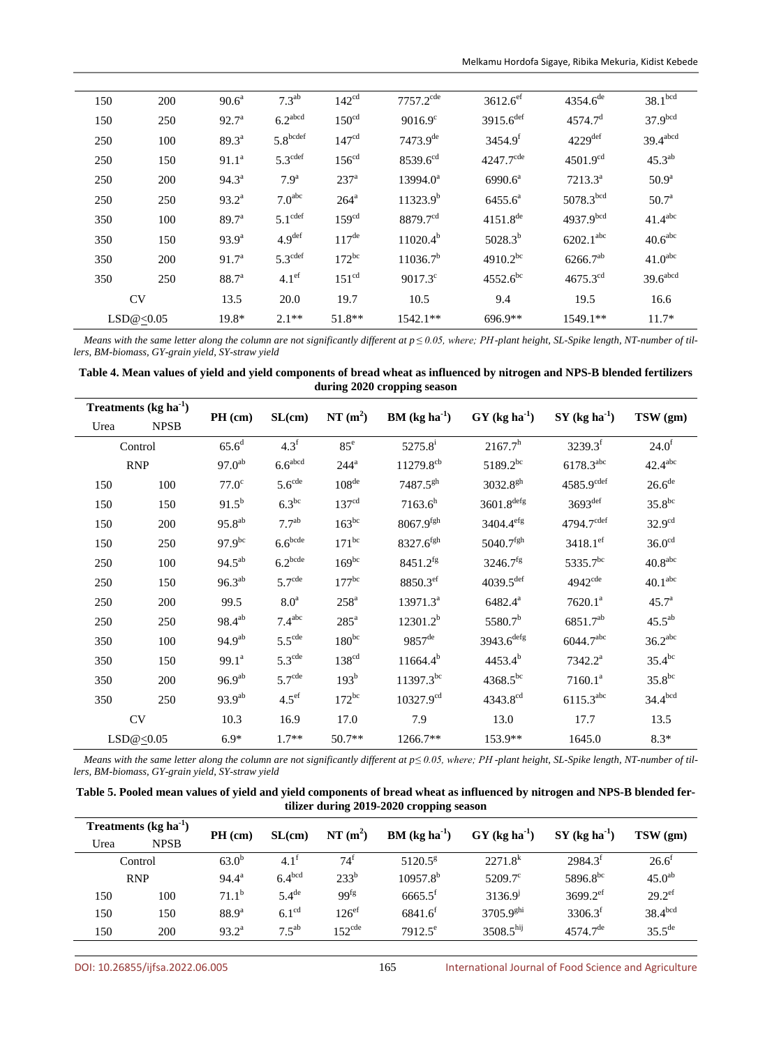| | | | | | | | | |
|---|---|---|---|---|---|---|---|---|
| 150 | 200 | $90.6^{a}$ | $7.3^{ab}$ | $142^{cd}$ | $7757.2^{cde}$ | $3612.6^{ef}$ | $4354.6^{de}$ | $38.1^{bcd}$ |
| 150 | 250 | $92.7^{a}$ | $6.2^{abcd}$ | $150^{cd}$ | $9016.9^{c}$ | $3915.6^{def}$ | $4574.7^{d}$ | $37.9^{bcd}$ |
| 250 | 100 | $89.3^{a}$ | $5.8^{bcdef}$ | $147^{cd}$ | $7473.9^{de}$ | $3454.9^{f}$ | $4229^{def}$ | $39.4^{abcd}$ |
| 250 | 150 | $91.1^{a}$ | $5.3^{cdef}$ | $156^{cd}$ | $8539.6^{cd}$ | $4247.7^{cde}$ | $4501.9^{cd}$ | $45.3^{ab}$ |
| 250 | 200 | $94.3^{a}$ | $7.9^{a}$ | $237^{a}$ | $13994.0^{a}$ | $6990.6^{a}$ | $7213.3^{a}$ | $50.9^{a}$ |
| 250 | 250 | $93.2^{a}$ | $7.0^{abc}$ | $264^{a}$ | $11323.9^{b}$ | $6455.6^{a}$ | $5078.3^{bcd}$ | $50.7^{a}$ |
| 350 | 100 | $89.7^{a}$ | $5.1^{cdef}$ | $159^{cd}$ | $8879.7^{cd}$ | $4151.8^{de}$ | $4937.9^{bcd}$ | $41.4^{abc}$ |
| 350 | 150 | $93.9^{a}$ | $4.9^{def}$ | $117^{de}$ | $11020.4^{b}$ | $5028.3^{b}$ | $6202.1^{abc}$ | $40.6^{abc}$ |
| 350 | 200 | $91.7^{a}$ | $5.3^{cdef}$ | $172^{bc}$ | $11036.7^{b}$ | $4910.2^{bc}$ | $6266.7^{ab}$ | $41.0^{abc}$ |
| 350 | 250 | $88.7^{a}$ | $4.1^{ef}$ | $151^{cd}$ | $9017.3^{c}$ | $4552.6^{bc}$ | $4675.3^{cd}$ | $39.6^{abcd}$ |
| CV | | 13.5 | 20.0 | 19.7 | 10.5 | 9.4 | 19.5 | 16.6 |
| LSD@≤0.05 | | 19.8* | 2.1** | 51.8** | 1542.1** | 696.9** | 1549.1** | 11.7* |

*Means with the same letter along the column are not significantly different at p ≤ 0.05, where; PH-plant height, SL-Spike length, NT-number of tillers, BM-biomass, GY-grain yield, SY-straw yield*

**Table 4. Mean values of yield and yield components of bread wheat as influenced by nitrogen and NPS-B blended fertilizers during 2020 cropping season**

| Treatments (kg ha$^{-1}$) | | PH (cm) | SL(cm) | NT (m$^{2}$) | BM (kg ha$^{-1}$) | GY (kg ha$^{-1}$) | SY (kg ha$^{-1}$) | TSW (gm) |
|---|---|---|---|---|---|---|---|---|
| Urea | NPSB | | | | | | | |
| Control | | $65.6^{d}$ | $4.3^{f}$ | $85^{e}$ | $5275.8^{i}$ | $2167.7^{h}$ | $3239.3^{f}$ | $24.0^{f}$ |
| RNP | | $97.0^{ab}$ | $6.6^{abcd}$ | $244^{a}$ | $11279.8^{cb}$ | $5189.2^{bc}$ | $6178.3^{abc}$ | $42.4^{abc}$ |
| 150 | 100 | $77.0^{c}$ | $5.6^{cde}$ | $108^{de}$ | $7487.5^{gh}$ | $3032.8^{gh}$ | $4585.9^{cdef}$ | $26.6^{de}$ |
| 150 | 150 | $91.5^{b}$ | $6.3^{bc}$ | $137^{cd}$ | $7163.6^{h}$ | $3601.8^{defg}$ | $3693^{def}$ | $35.8^{bc}$ |
| 150 | 200 | $95.8^{ab}$ | $7.7^{ab}$ | $163^{bc}$ | $8067.9^{fgh}$ | $3404.4^{efg}$ | $4794.7^{cdef}$ | $32.9^{cd}$ |
| 150 | 250 | $97.9^{bc}$ | $6.6^{bcde}$ | $171^{bc}$ | $8327.6^{fgh}$ | $5040.7^{fgh}$ | $3418.1^{ef}$ | $36.0^{cd}$ |
| 250 | 100 | $94.5^{ab}$ | $6.2^{bcde}$ | $169^{bc}$ | $8451.2^{fg}$ | $3246.7^{fg}$ | $5335.7^{bc}$ | $40.8^{abc}$ |
| 250 | 150 | $96.3^{ab}$ | $5.7^{cde}$ | $177^{bc}$ | $8850.3^{ef}$ | $4039.5^{def}$ | $4942^{cde}$ | $40.1^{abc}$ |
| 250 | 200 | 99.5 | $8.0^{a}$ | $258^{a}$ | $13971.3^{a}$ | $6482.4^{a}$ | $7620.1^{a}$ | $45.7^{a}$ |
| 250 | 250 | $98.4^{ab}$ | $7.4^{abc}$ | $285^{a}$ | $12301.2^{b}$ | $5580.7^{b}$ | $6851.7^{ab}$ | $45.5^{ab}$ |
| 350 | 100 | $94.9^{ab}$ | $5.5^{cde}$ | $180^{bc}$ | $9857^{de}$ | $3943.6^{defg}$ | $6044.7^{abc}$ | $36.2^{abc}$ |
| 350 | 150 | $99.1^{a}$ | $5.3^{cde}$ | $138^{cd}$ | $11664.4^{b}$ | $4453.4^{b}$ | $7342.2^{a}$ | $35.4^{bc}$ |
| 350 | 200 | $96.9^{ab}$ | $5.7^{cde}$ | $193^{b}$ | $11397.3^{bc}$ | $4368.5^{bc}$ | $7160.1^{a}$ | $35.8^{bc}$ |
| 350 | 250 | $93.9^{ab}$ | $4.5^{ef}$ | $172^{bc}$ | $10327.9^{cd}$ | $4343.8^{cd}$ | $6115.3^{abc}$ | $34.4^{bcd}$ |
| CV | | 10.3 | 16.9 | 17.0 | 7.9 | 13.0 | 17.7 | 13.5 |
| LSD@≤0.05 | | 6.9* | 1.7** | 50.7** | 1266.7** | 153.9** | 1645.0 | 8.3* |

*Means with the same letter along the column are not significantly different at p≤ 0.05, where; PH -plant height, SL-Spike length, NT-number of tillers, BM-biomass, GY-grain yield, SY-straw yield*

**Table 5. Pooled mean values of yield and yield components of bread wheat as influenced by nitrogen and NPS-B blended fertilizer during 2019-2020 cropping season**

| Treatments (kg ha$^{-1}$) | | PH (cm) | SL(cm) | NT (m$^{2}$) | BM (kg ha$^{-1}$) | GY (kg ha$^{-1}$) | SY (kg ha$^{-1}$) | TSW (gm) |
|---|---|---|---|---|---|---|---|---|
| Urea | NPSB | | | | | | | |
| Control | | $63.0^{b}$ | $4.1^{f}$ | $74^{f}$ | $5120.5^{g}$ | $2271.8^{k}$ | $2984.3^{f}$ | $26.6^{f}$ |
| RNP | | $94.4^{a}$ | $6.4^{bcd}$ | $233^{b}$ | $10957.8^{b}$ | $5209.7^{c}$ | $5896.8^{bc}$ | $45.0^{ab}$ |
| 150 | 100 | $71.1^{b}$ | $5.4^{de}$ | $99^{fg}$ | $6665.5^{f}$ | $3136.9^{j}$ | $3699.2^{ef}$ | $29.2^{ef}$ |
| 150 | 150 | $88.9^{a}$ | $6.1^{cd}$ | $126^{ef}$ | $6841.6^{f}$ | $3705.9^{ghi}$ | $3306.3^{f}$ | $38.4^{bcd}$ |
| 150 | 200 | $93.2^{a}$ | $7.5^{ab}$ | $152^{cde}$ | $7912.5^{e}$ | $3508.5^{hij}$ | $4574.7^{de}$ | $35.5^{de}$ |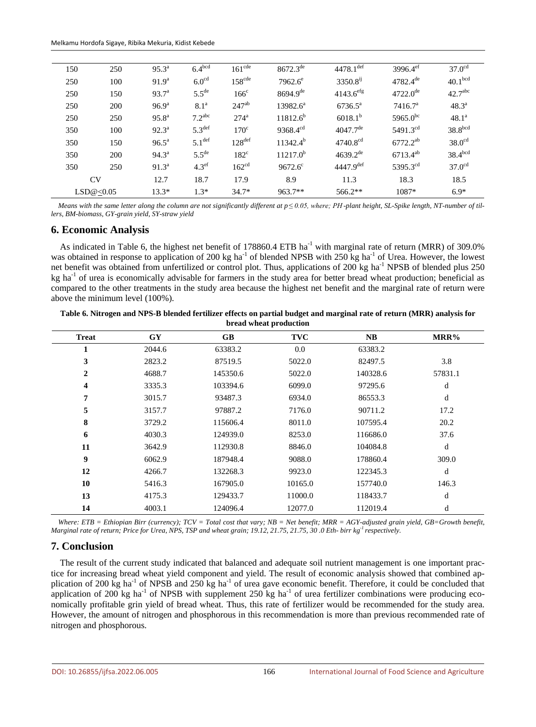| | | | | | | | | |
|---|---|---|---|---|---|---|---|---|
| 150 | 250 | 95.3$^{a}$ | 6.4$^{bcd}$ | 161$^{cde}$ | 8672.3$^{de}$ | 4478.1$^{def}$ | 3996.4$^{ef}$ | 37.0$^{cd}$ |
| 250 | 100 | 91.9$^{a}$ | 6.0$^{cd}$ | 158$^{cde}$ | 7962.6$^{e}$ | 3350.8$^{ij}$ | 4782.4$^{de}$ | 40.1$^{bcd}$ |
| 250 | 150 | 93.7$^{a}$ | 5.5$^{de}$ | 166$^{c}$ | 8694.9$^{de}$ | 4143.6$^{efg}$ | 4722.0$^{de}$ | 42.7$^{abc}$ |
| 250 | 200 | 96.9$^{a}$ | 8.1$^{a}$ | 247$^{ab}$ | 13982.6$^{a}$ | 6736.5$^{a}$ | 7416.7$^{a}$ | 48.3$^{a}$ |
| 250 | 250 | 95.8$^{a}$ | 7.2$^{abc}$ | 274$^{a}$ | 11812.6$^{b}$ | 6018.1$^{b}$ | 5965.0$^{bc}$ | 48.1$^{a}$ |
| 350 | 100 | 92.3$^{a}$ | 5.3$^{def}$ | 170$^{c}$ | 9368.4$^{cd}$ | 4047.7$^{de}$ | 5491.3$^{cd}$ | 38.8$^{bcd}$ |
| 350 | 150 | 96.5$^{a}$ | 5.1$^{def}$ | 128$^{def}$ | 11342.4$^{b}$ | 4740.8$^{cd}$ | 6772.2$^{ab}$ | 38.0$^{cd}$ |
| 350 | 200 | 94.3$^{a}$ | 5.5$^{de}$ | 182$^{c}$ | 11217.0$^{b}$ | 4639.2$^{de}$ | 6713.4$^{ab}$ | 38.4$^{bcd}$ |
| 350 | 250 | 91.3$^{a}$ | 4.3$^{ef}$ | 162$^{cd}$ | 9672.6$^{c}$ | 4447.9$^{def}$ | 5395.3$^{cd}$ | 37.0$^{cd}$ |
| CV | | 12.7 | 18.7 | 17.9 | 8.9 | 11.3 | 18.3 | 18.5 |
| LSD@≤0.05 | | 13.3* | 1.3* | 34.7* | 963.7** | 566.2** | 1087* | 6.9* |

*Means with the same letter along the column are not significantly different at $p \leq 0.05$, where; PH-plant height, SL-Spike length, NT-number of tillers, BM-biomass, GY-grain yield, SY-straw yield*

## 6. Economic Analysis

As indicated in Table 6, the highest net benefit of 178860.4 ETB ha$^{-1}$ with marginal rate of return (MRR) of 309.0% was obtained in response to application of 200 kg ha$^{-1}$ of blended NPSB with 250 kg ha$^{-1}$ of Urea. However, the lowest net benefit was obtained from unfertilized or control plot. Thus, applications of 200 kg ha$^{-1}$ NPSB of blended plus 250 kg ha$^{-1}$ of urea is economically advisable for farmers in the study area for better bread wheat production; beneficial as compared to the other treatments in the study area because the highest net benefit and the marginal rate of return were above the minimum level (100%).

**Table 6. Nitrogen and NPS-B blended fertilizer effects on partial budget and marginal rate of return (MRR) analysis for bread wheat production**

| Treat | GY | GB | TVC | NB | MRR% |
|---|---|---|---|---|---|
| 1 | 2044.6 | 63383.2 | 0.0 | 63383.2 | |
| 3 | 2823.2 | 87519.5 | 5022.0 | 82497.5 | 3.8 |
| 2 | 4688.7 | 145350.6 | 5022.0 | 140328.6 | 57831.1 |
| 4 | 3335.3 | 103394.6 | 6099.0 | 97295.6 | d |
| 7 | 3015.7 | 93487.3 | 6934.0 | 86553.3 | d |
| 5 | 3157.7 | 97887.2 | 7176.0 | 90711.2 | 17.2 |
| 8 | 3729.2 | 115606.4 | 8011.0 | 107595.4 | 20.2 |
| 6 | 4030.3 | 124939.0 | 8253.0 | 116686.0 | 37.6 |
| 11 | 3642.9 | 112930.8 | 8846.0 | 104084.8 | d |
| 9 | 6062.9 | 187948.4 | 9088.0 | 178860.4 | 309.0 |
| 12 | 4266.7 | 132268.3 | 9923.0 | 122345.3 | d |
| 10 | 5416.3 | 167905.0 | 10165.0 | 157740.0 | 146.3 |
| 13 | 4175.3 | 129433.7 | 11000.0 | 118433.7 | d |
| 14 | 4003.1 | 124096.4 | 12077.0 | 112019.4 | d |

*Where: ETB = Ethiopian Birr (currency); TCV = Total cost that vary; NB = Net benefit; MRR = AGY-adjusted grain yield, GB=Growth benefit, Marginal rate of return; Price for Urea, NPS, TSP and wheat grain; 19.12, 21.75, 21.75, 30 .0 Eth- birr kg$^{-1}$ respectively.*

## 7. Conclusion

The result of the current study indicated that balanced and adequate soil nutrient management is one important practice for increasing bread wheat yield component and yield. The result of economic analysis showed that combined application of 200 kg ha$^{-1}$ of NPSB and 250 kg ha$^{-1}$ of urea gave economic benefit. Therefore, it could be concluded that application of 200 kg ha$^{-1}$ of NPSB with supplement 250 kg ha$^{-1}$ of urea fertilizer combinations were producing economically profitable grin yield of bread wheat. Thus, this rate of fertilizer would be recommended for the study area. However, the amount of nitrogen and phosphorous in this recommendation is more than previous recommended rate of nitrogen and phosphorous.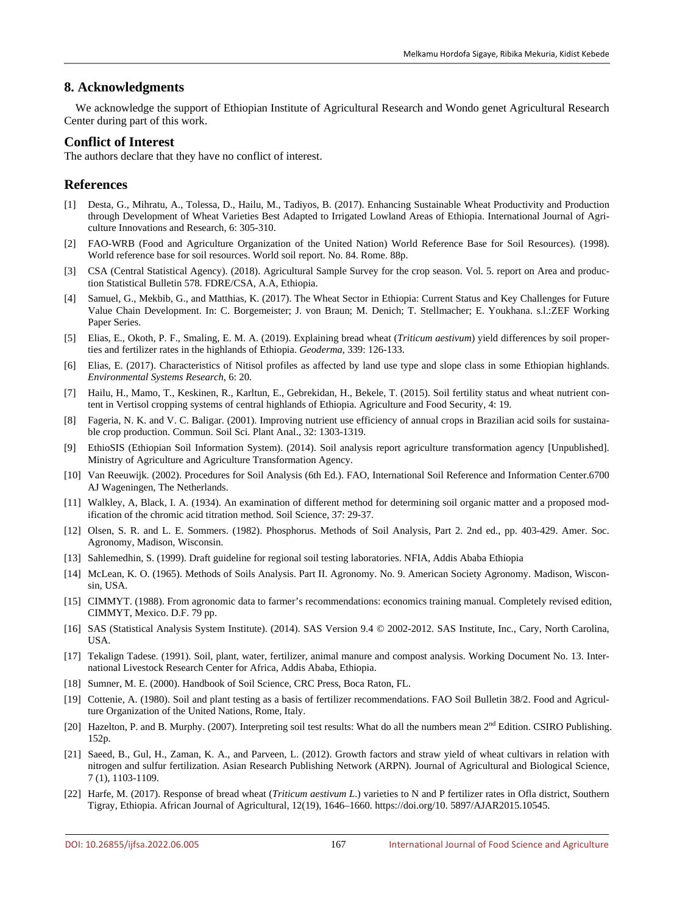## 8. Acknowledgments

We acknowledge the support of Ethiopian Institute of Agricultural Research and Wondo genet Agricultural Research Center during part of this work.

## Conflict of Interest

The authors declare that they have no conflict of interest.

## References

[1] Desta, G., Mihratu, A., Tolessa, D., Hailu, M., Tadiyos, B. (2017). Enhancing Sustainable Wheat Productivity and Production through Development of Wheat Varieties Best Adapted to Irrigated Lowland Areas of Ethiopia. International Journal of Agriculture Innovations and Research, 6: 305-310.

[2] FAO-WRB (Food and Agriculture Organization of the United Nation) World Reference Base for Soil Resources). (1998). World reference base for soil resources. World soil report. No. 84. Rome. 88p.

[3] CSA (Central Statistical Agency). (2018). Agricultural Sample Survey for the crop season. Vol. 5. report on Area and production Statistical Bulletin 578. FDRE/CSA, A.A, Ethiopia.

[4] Samuel, G., Mekbib, G., and Matthias, K. (2017). The Wheat Sector in Ethiopia: Current Status and Key Challenges for Future Value Chain Development. In: C. Borgemeister; J. von Braun; M. Denich; T. Stellmacher; E. Youkhana. s.l.:ZEF Working Paper Series.

[5] Elias, E., Okoth, P. F., Smaling, E. M. A. (2019). Explaining bread wheat (*Triticum aestivum*) yield differences by soil properties and fertilizer rates in the highlands of Ethiopia. *Geoderma*, 339: 126-133.

[6] Elias, E. (2017). Characteristics of Nitisol profiles as affected by land use type and slope class in some Ethiopian highlands. *Environmental Systems Research*, 6: 20.

[7] Hailu, H., Mamo, T., Keskinen, R., Karltun, E., Gebrekidan, H., Bekele, T. (2015). Soil fertility status and wheat nutrient content in Vertisol cropping systems of central highlands of Ethiopia. Agriculture and Food Security, 4: 19.

[8] Fageria, N. K. and V. C. Baligar. (2001). Improving nutrient use efficiency of annual crops in Brazilian acid soils for sustainable crop production. Commun. Soil Sci. Plant Anal., 32: 1303-1319.

[9] EthioSIS (Ethiopian Soil Information System). (2014). Soil analysis report agriculture transformation agency [Unpublished]. Ministry of Agriculture and Agriculture Transformation Agency.

[10] Van Reeuwijk. (2002). Procedures for Soil Analysis (6th Ed.). FAO, International Soil Reference and Information Center.6700 AJ Wageningen, The Netherlands.

[11] Walkley, A, Black, I. A. (1934). An examination of different method for determining soil organic matter and a proposed modification of the chromic acid titration method. Soil Science, 37: 29-37.

[12] Olsen, S. R. and L. E. Sommers. (1982). Phosphorus. Methods of Soil Analysis, Part 2. 2nd ed., pp. 403-429. Amer. Soc. Agronomy, Madison, Wisconsin.

[13] Sahlemedhin, S. (1999). Draft guideline for regional soil testing laboratories. NFIA, Addis Ababa Ethiopia

[14] McLean, K. O. (1965). Methods of Soils Analysis. Part II. Agronomy. No. 9. American Society Agronomy. Madison, Wisconsin, USA.

[15] CIMMYT. (1988). From agronomic data to farmer's recommendations: economics training manual. Completely revised edition, CIMMYT, Mexico. D.F. 79 pp.

[16] SAS (Statistical Analysis System Institute). (2014). SAS Version 9.4 © 2002-2012. SAS Institute, Inc., Cary, North Carolina, USA.

[17] Tekalign Tadese. (1991). Soil, plant, water, fertilizer, animal manure and compost analysis. Working Document No. 13. International Livestock Research Center for Africa, Addis Ababa, Ethiopia.

[18] Sumner, M. E. (2000). Handbook of Soil Science, CRC Press, Boca Raton, FL.

[19] Cottenie, A. (1980). Soil and plant testing as a basis of fertilizer recommendations. FAO Soil Bulletin 38/2. Food and Agriculture Organization of the United Nations, Rome, Italy.

[20] Hazelton, P. and B. Murphy. (2007). Interpreting soil test results: What do all the numbers mean 2nd Edition. CSIRO Publishing. 152p.

[21] Saeed, B., Gul, H., Zaman, K. A., and Parveen, L. (2012). Growth factors and straw yield of wheat cultivars in relation with nitrogen and sulfur fertilization. Asian Research Publishing Network (ARPN). Journal of Agricultural and Biological Science, 7 (1), 1103-1109.

[22] Harfe, M. (2017). Response of bread wheat (*Triticum aestivum L.*) varieties to N and P fertilizer rates in Ofla district, Southern Tigray, Ethiopia. African Journal of Agricultural, 12(19), 1646–1660. https://doi.org/10. 5897/AJAR2015.10545.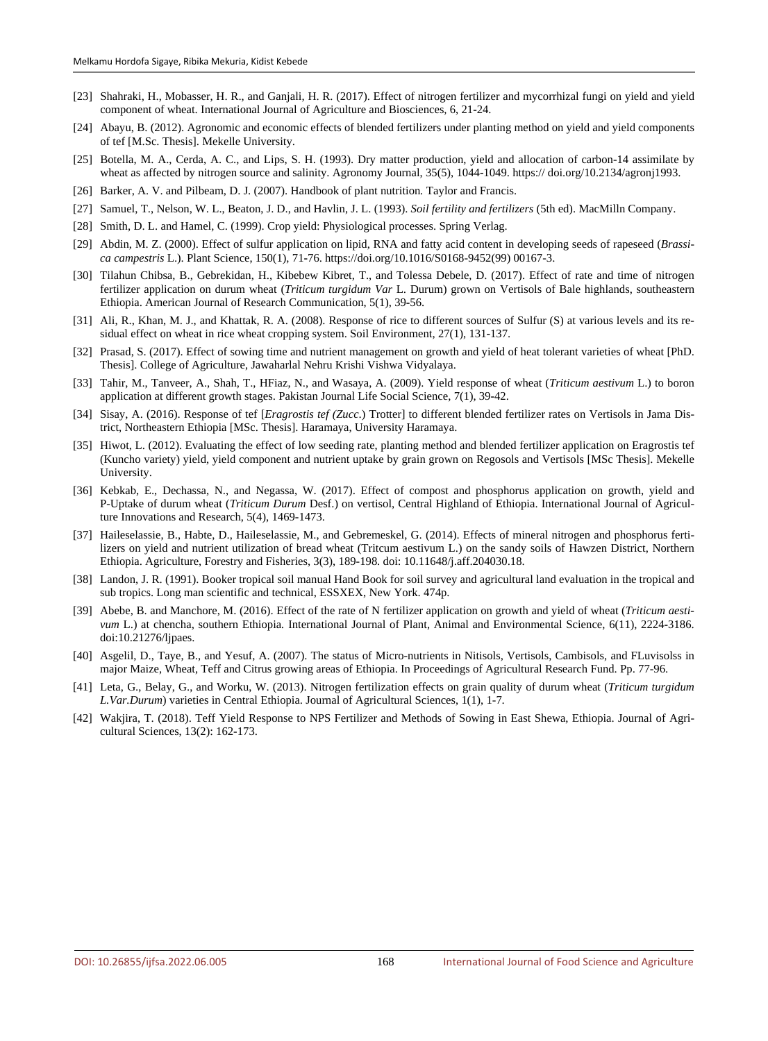[23] Shahraki, H., Mobasser, H. R., and Ganjali, H. R. (2017). Effect of nitrogen fertilizer and mycorrhizal fungi on yield and yield component of wheat. International Journal of Agriculture and Biosciences, 6, 21-24.

[24] Abayu, B. (2012). Agronomic and economic effects of blended fertilizers under planting method on yield and yield components of tef [M.Sc. Thesis]. Mekelle University.

[25] Botella, M. A., Cerda, A. C., and Lips, S. H. (1993). Dry matter production, yield and allocation of carbon-14 assimilate by wheat as affected by nitrogen source and salinity. Agronomy Journal, 35(5), 1044-1049. https:// doi.org/10.2134/agronj1993.

[26] Barker, A. V. and Pilbeam, D. J. (2007). Handbook of plant nutrition. Taylor and Francis.

[27] Samuel, T., Nelson, W. L., Beaton, J. D., and Havlin, J. L. (1993). *Soil fertility and fertilizers* (5th ed). MacMilln Company.

[28] Smith, D. L. and Hamel, C. (1999). Crop yield: Physiological processes. Spring Verlag.

[29] Abdin, M. Z. (2000). Effect of sulfur application on lipid, RNA and fatty acid content in developing seeds of rapeseed (*Brassica campestris* L.). Plant Science, 150(1), 71-76. https://doi.org/10.1016/S0168-9452(99) 00167-3.

[30] Tilahun Chibsa, B., Gebrekidan, H., Kibebew Kibret, T., and Tolessa Debele, D. (2017). Effect of rate and time of nitrogen fertilizer application on durum wheat (*Triticum turgidum Var* L. Durum) grown on Vertisols of Bale highlands, southeastern Ethiopia. American Journal of Research Communication, 5(1), 39-56.

[31] Ali, R., Khan, M. J., and Khattak, R. A. (2008). Response of rice to different sources of Sulfur (S) at various levels and its residual effect on wheat in rice wheat cropping system. Soil Environment, 27(1), 131-137.

[32] Prasad, S. (2017). Effect of sowing time and nutrient management on growth and yield of heat tolerant varieties of wheat [PhD. Thesis]. College of Agriculture, Jawaharlal Nehru Krishi Vishwa Vidyalaya.

[33] Tahir, M., Tanveer, A., Shah, T., HFiaz, N., and Wasaya, A. (2009). Yield response of wheat (*Triticum aestivum* L.) to boron application at different growth stages. Pakistan Journal Life Social Science, 7(1), 39-42.

[34] Sisay, A. (2016). Response of tef [*Eragrostis tef (Zucc.*) Trotter] to different blended fertilizer rates on Vertisols in Jama District, Northeastern Ethiopia [MSc. Thesis]. Haramaya, University Haramaya.

[35] Hiwot, L. (2012). Evaluating the effect of low seeding rate, planting method and blended fertilizer application on Eragrostis tef (Kuncho variety) yield, yield component and nutrient uptake by grain grown on Regosols and Vertisols [MSc Thesis]. Mekelle University.

[36] Kebkab, E., Dechassa, N., and Negassa, W. (2017). Effect of compost and phosphorus application on growth, yield and P-Uptake of durum wheat (*Triticum Durum* Desf.) on vertisol, Central Highland of Ethiopia. International Journal of Agriculture Innovations and Research, 5(4), 1469-1473.

[37] Haileselassie, B., Habte, D., Haileselassie, M., and Gebremeskel, G. (2014). Effects of mineral nitrogen and phosphorus fertilizers on yield and nutrient utilization of bread wheat (Tritcum aestivum L.) on the sandy soils of Hawzen District, Northern Ethiopia. Agriculture, Forestry and Fisheries, 3(3), 189-198. doi: 10.11648/j.aff.204030.18.

[38] Landon, J. R. (1991). Booker tropical soil manual Hand Book for soil survey and agricultural land evaluation in the tropical and sub tropics. Long man scientific and technical, ESSXEX, New York. 474p.

[39] Abebe, B. and Manchore, M. (2016). Effect of the rate of N fertilizer application on growth and yield of wheat (*Triticum aestivum* L.) at chencha, southern Ethiopia. International Journal of Plant, Animal and Environmental Science, 6(11), 2224-3186. doi:10.21276/ljpaes.

[40] Asgelil, D., Taye, B., and Yesuf, A. (2007). The status of Micro-nutrients in Nitisols, Vertisols, Cambisols, and FLuvisolss in major Maize, Wheat, Teff and Citrus growing areas of Ethiopia. In Proceedings of Agricultural Research Fund. Pp. 77-96.

[41] Leta, G., Belay, G., and Worku, W. (2013). Nitrogen fertilization effects on grain quality of durum wheat (*Triticum turgidum L.Var.Durum*) varieties in Central Ethiopia. Journal of Agricultural Sciences, 1(1), 1-7.

[42] Wakjira, T. (2018). Teff Yield Response to NPS Fertilizer and Methods of Sowing in East Shewa, Ethiopia. Journal of Agricultural Sciences, 13(2): 162-173.